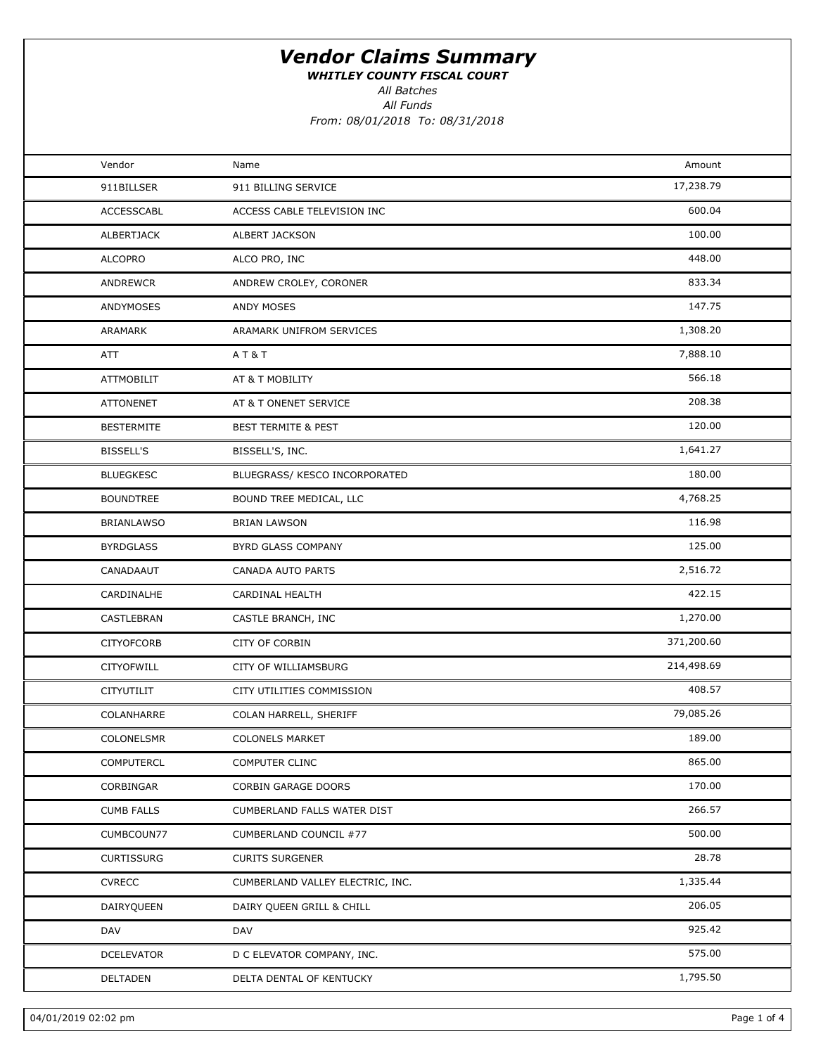# *Vendor Claims Summary*

***WHITLEY COUNTY FISCAL COURT***

*All Batches*

*All Funds*

*From: 08/01/2018 To: 08/31/2018*

| Vendor | Name | Amount |
|---|---|---|
| 911BILLSER | 911 BILLING SERVICE | 17,238.79 |
| ACCESSCABL | ACCESS CABLE TELEVISION INC | 600.04 |
| ALBERTJACK | ALBERT JACKSON | 100.00 |
| ALCOPRO | ALCO PRO, INC | 448.00 |
| ANDREWCR | ANDREW CROLEY, CORONER | 833.34 |
| ANDYMOSES | ANDY MOSES | 147.75 |
| ARAMARK | ARAMARK UNIFROM SERVICES | 1,308.20 |
| ATT | A T & T | 7,888.10 |
| ATTMOBILIT | AT & T MOBILITY | 566.18 |
| ATTONENET | AT & T ONENET SERVICE | 208.38 |
| BESTERMITE | BEST TERMITE & PEST | 120.00 |
| BISSELL'S | BISSELL'S, INC. | 1,641.27 |
| BLUEGKESC | BLUEGRASS/ KESCO INCORPORATED | 180.00 |
| BOUNDTREE | BOUND TREE MEDICAL, LLC | 4,768.25 |
| BRIANLAWSO | BRIAN LAWSON | 116.98 |
| BYRDGLASS | BYRD GLASS COMPANY | 125.00 |
| CANADAAUT | CANADA AUTO PARTS | 2,516.72 |
| CARDINALHE | CARDINAL HEALTH | 422.15 |
| CASTLEBRAN | CASTLE BRANCH, INC | 1,270.00 |
| CITYOFCORB | CITY OF CORBIN | 371,200.60 |
| CITYOFWILL | CITY OF WILLIAMSBURG | 214,498.69 |
| CITYUTILIT | CITY UTILITIES COMMISSION | 408.57 |
| COLANHARRE | COLAN HARRELL, SHERIFF | 79,085.26 |
| COLONELSMR | COLONELS MARKET | 189.00 |
| COMPUTERCL | COMPUTER CLINC | 865.00 |
| CORBINGAR | CORBIN GARAGE DOORS | 170.00 |
| CUMB FALLS | CUMBERLAND FALLS WATER DIST | 266.57 |
| CUMBCOUN77 | CUMBERLAND COUNCIL #77 | 500.00 |
| CURTISSURG | CURITS SURGENER | 28.78 |
| CVRECC | CUMBERLAND VALLEY ELECTRIC, INC. | 1,335.44 |
| DAIRYQUEEN | DAIRY QUEEN GRILL & CHILL | 206.05 |
| DAV | DAV | 925.42 |
| DCELEVATOR | D C ELEVATOR COMPANY, INC. | 575.00 |
| DELTADEN | DELTA DENTAL OF KENTUCKY | 1,795.50 |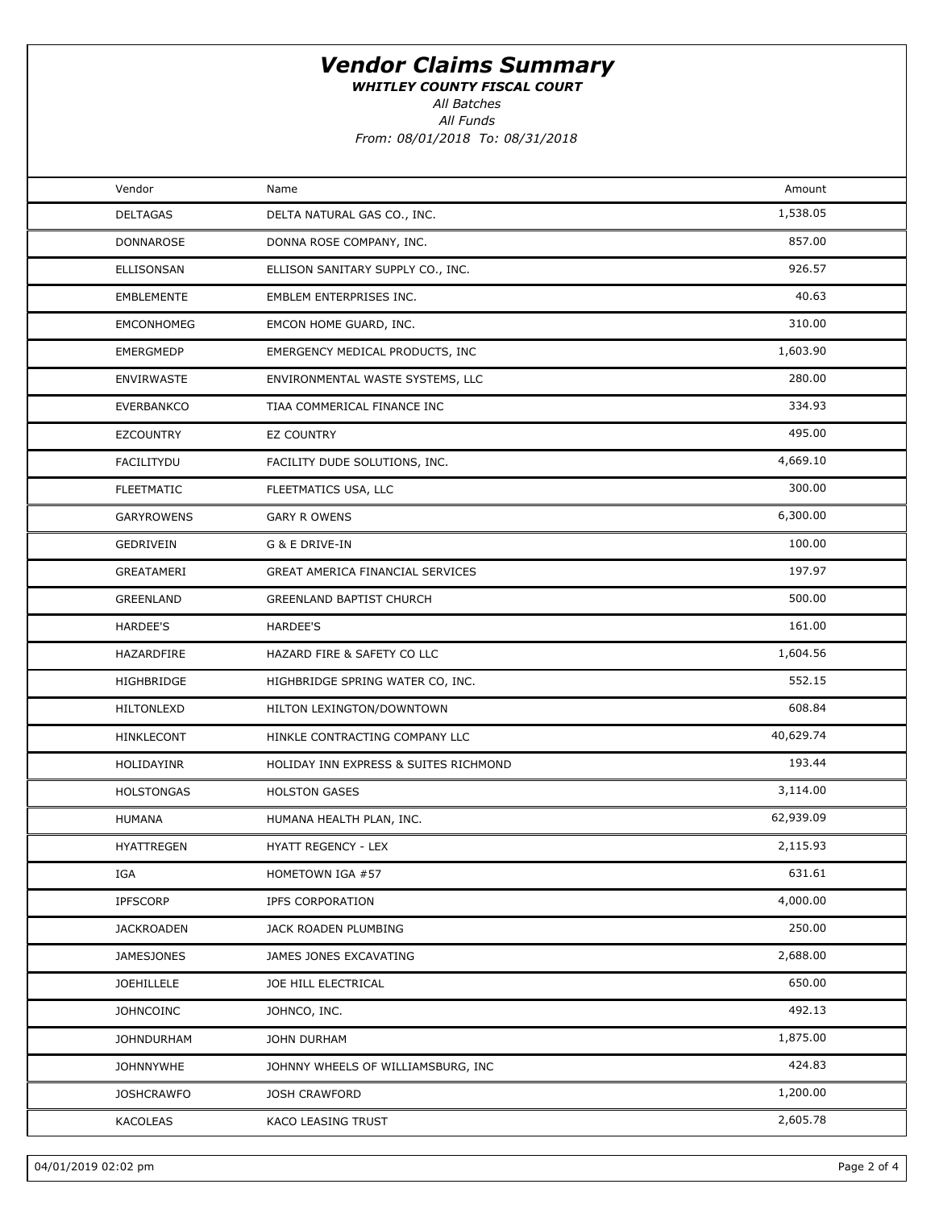# *Vendor Claims Summary*

***WHITLEY COUNTY FISCAL COURT***

*All Batches*

*All Funds*

*From: 08/01/2018 To: 08/31/2018*

| Vendor | Name | Amount |
|---|---|---|
| DELTAGAS | DELTA NATURAL GAS CO., INC. | 1,538.05 |
| DONNAROSE | DONNA ROSE COMPANY, INC. | 857.00 |
| ELLISONSAN | ELLISON SANITARY SUPPLY CO., INC. | 926.57 |
| EMBLEMENTE | EMBLEM ENTERPRISES INC. | 40.63 |
| EMCONHOMEG | EMCON HOME GUARD, INC. | 310.00 |
| EMERGMEDP | EMERGENCY MEDICAL PRODUCTS, INC | 1,603.90 |
| ENVIRWASTE | ENVIRONMENTAL WASTE SYSTEMS, LLC | 280.00 |
| EVERBANKCO | TIAA COMMERICAL FINANCE INC | 334.93 |
| EZCOUNTRY | EZ COUNTRY | 495.00 |
| FACILITYDU | FACILITY DUDE SOLUTIONS, INC. | 4,669.10 |
| FLEETMATIC | FLEETMATICS USA, LLC | 300.00 |
| GARYROWENS | GARY R OWENS | 6,300.00 |
| GEDRIVEIN | G & E DRIVE-IN | 100.00 |
| GREATAMERI | GREAT AMERICA FINANCIAL SERVICES | 197.97 |
| GREENLAND | GREENLAND BAPTIST CHURCH | 500.00 |
| HARDEE'S | HARDEE'S | 161.00 |
| HAZARDFIRE | HAZARD FIRE & SAFETY CO LLC | 1,604.56 |
| HIGHBRIDGE | HIGHBRIDGE SPRING WATER CO, INC. | 552.15 |
| HILTONLEXD | HILTON LEXINGTON/DOWNTOWN | 608.84 |
| HINKLECONT | HINKLE CONTRACTING COMPANY LLC | 40,629.74 |
| HOLIDAYINR | HOLIDAY INN EXPRESS & SUITES RICHMOND | 193.44 |
| HOLSTONGAS | HOLSTON GASES | 3,114.00 |
| HUMANA | HUMANA HEALTH PLAN, INC. | 62,939.09 |
| HYATTREGEN | HYATT REGENCY - LEX | 2,115.93 |
| IGA | HOMETOWN IGA #57 | 631.61 |
| IPFSCORP | IPFS CORPORATION | 4,000.00 |
| JACKROADEN | JACK ROADEN PLUMBING | 250.00 |
| JAMESJONES | JAMES JONES EXCAVATING | 2,688.00 |
| JOEHILLELE | JOE HILL ELECTRICAL | 650.00 |
| JOHNCOINC | JOHNCO, INC. | 492.13 |
| JOHNDURHAM | JOHN DURHAM | 1,875.00 |
| JOHNNYWHE | JOHNNY WHEELS OF WILLIAMSBURG, INC | 424.83 |
| JOSHCRAWFO | JOSH CRAWFORD | 1,200.00 |
| KACOLEAS | KACO LEASING TRUST | 2,605.78 |

04/01/2019 02:02 pm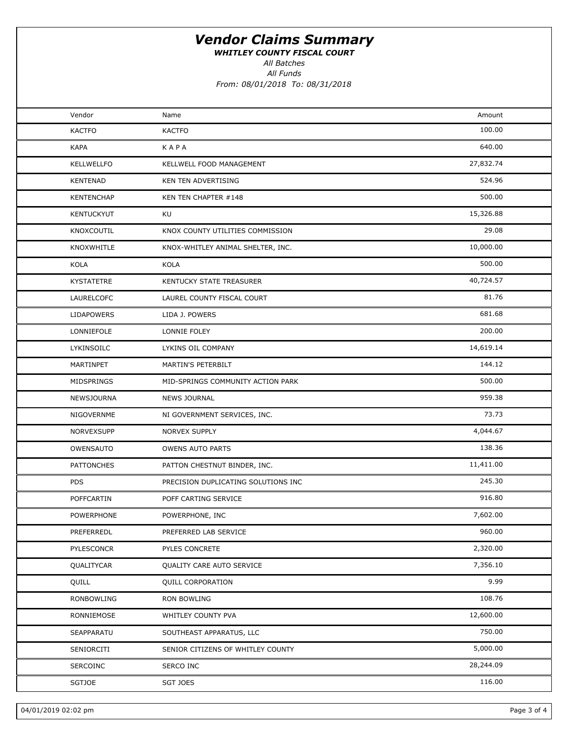# Vendor Claims Summary

***WHITLEY COUNTY FISCAL COURT***

*All Batches*

*All Funds*

*From: 08/01/2018 To: 08/31/2018*

| Vendor | Name | Amount |
|---|---|---|
| KACTFO | KACTFO | 100.00 |
| KAPA | K A P A | 640.00 |
| KELLWELLFO | KELLWELL FOOD MANAGEMENT | 27,832.74 |
| KENTENAD | KEN TEN ADVERTISING | 524.96 |
| KENTENCHAP | KEN TEN CHAPTER #148 | 500.00 |
| KENTUCKYUT | KU | 15,326.88 |
| KNOXCOUTIL | KNOX COUNTY UTILITIES COMMISSION | 29.08 |
| KNOXWHITLE | KNOX-WHITLEY ANIMAL SHELTER, INC. | 10,000.00 |
| KOLA | KOLA | 500.00 |
| KYSTATETRE | KENTUCKY STATE TREASURER | 40,724.57 |
| LAURELCOFC | LAUREL COUNTY FISCAL COURT | 81.76 |
| LIDAPOWERS | LIDA J. POWERS | 681.68 |
| LONNIEFOLE | LONNIE FOLEY | 200.00 |
| LYKINSOILC | LYKINS OIL COMPANY | 14,619.14 |
| MARTINPET | MARTIN'S PETERBILT | 144.12 |
| MIDSPRINGS | MID-SPRINGS COMMUNITY ACTION PARK | 500.00 |
| NEWSJOURNA | NEWS JOURNAL | 959.38 |
| NIGOVERNME | NI GOVERNMENT SERVICES, INC. | 73.73 |
| NORVEXSUPP | NORVEX SUPPLY | 4,044.67 |
| OWENSAUTO | OWENS AUTO PARTS | 138.36 |
| PATTONCHES | PATTON CHESTNUT BINDER, INC. | 11,411.00 |
| PDS | PRECISION DUPLICATING SOLUTIONS INC | 245.30 |
| POFFCARTIN | POFF CARTING SERVICE | 916.80 |
| POWERPHONE | POWERPHONE, INC | 7,602.00 |
| PREFERREDL | PREFERRED LAB SERVICE | 960.00 |
| PYLESCONCR | PYLES CONCRETE | 2,320.00 |
| QUALITYCAR | QUALITY CARE AUTO SERVICE | 7,356.10 |
| QUILL | QUILL CORPORATION | 9.99 |
| RONBOWLING | RON BOWLING | 108.76 |
| RONNIEMOSE | WHITLEY COUNTY PVA | 12,600.00 |
| SEAPPARATU | SOUTHEAST APPARATUS, LLC | 750.00 |
| SENIORCITI | SENIOR CITIZENS OF WHITLEY COUNTY | 5,000.00 |
| SERCOINC | SERCO INC | 28,244.09 |
| SGTJOE | SGT JOES | 116.00 |

04/01/2019 02:02 pm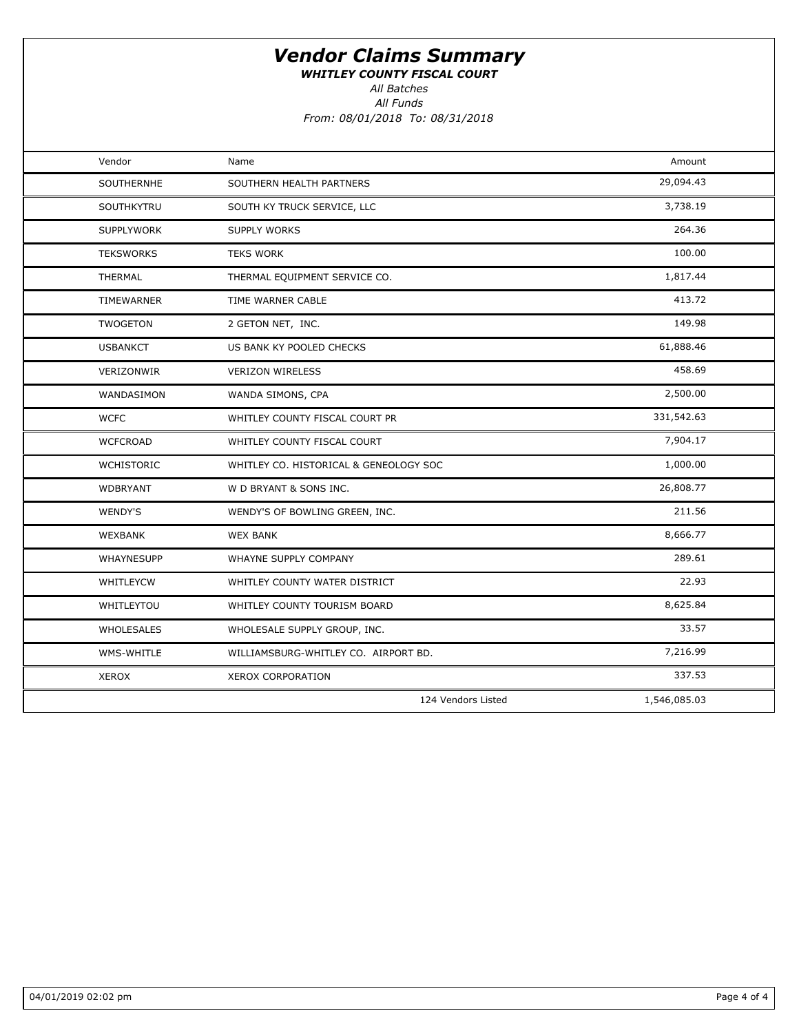# Vendor Claims Summary

***WHITLEY COUNTY FISCAL COURT***

*All Batches*

*All Funds*

*From: 08/01/2018 To: 08/31/2018*

| Vendor | Name | Amount |
|---|---|---|
| SOUTHERNHE | SOUTHERN HEALTH PARTNERS | 29,094.43 |
| SOUTHKYTRU | SOUTH KY TRUCK SERVICE, LLC | 3,738.19 |
| SUPPLYWORK | SUPPLY WORKS | 264.36 |
| TEKSWORKS | TEKS WORK | 100.00 |
| THERMAL | THERMAL EQUIPMENT SERVICE CO. | 1,817.44 |
| TIMEWARNER | TIME WARNER CABLE | 413.72 |
| TWOGETON | 2 GETON NET, INC. | 149.98 |
| USBANKCT | US BANK KY POOLED CHECKS | 61,888.46 |
| VERIZONWIR | VERIZON WIRELESS | 458.69 |
| WANDASIMON | WANDA SIMONS, CPA | 2,500.00 |
| WCFC | WHITLEY COUNTY FISCAL COURT PR | 331,542.63 |
| WCFCROAD | WHITLEY COUNTY FISCAL COURT | 7,904.17 |
| WCHISTORIC | WHITLEY CO. HISTORICAL & GENEOLOGY SOC | 1,000.00 |
| WDBRYANT | W D BRYANT & SONS INC. | 26,808.77 |
| WENDY'S | WENDY'S OF BOWLING GREEN, INC. | 211.56 |
| WEXBANK | WEX BANK | 8,666.77 |
| WHAYNESUPP | WHAYNE SUPPLY COMPANY | 289.61 |
| WHITLEYCW | WHITLEY COUNTY WATER DISTRICT | 22.93 |
| WHITLEYTOU | WHITLEY COUNTY TOURISM BOARD | 8,625.84 |
| WHOLESALES | WHOLESALE SUPPLY GROUP, INC. | 33.57 |
| WMS-WHITLE | WILLIAMSBURG-WHITLEY CO. AIRPORT BD. | 7,216.99 |
| XEROX | XEROX CORPORATION | 337.53 |
| | 124 Vendors Listed | 1,546,085.03 |

04/01/2019 02:02 pm